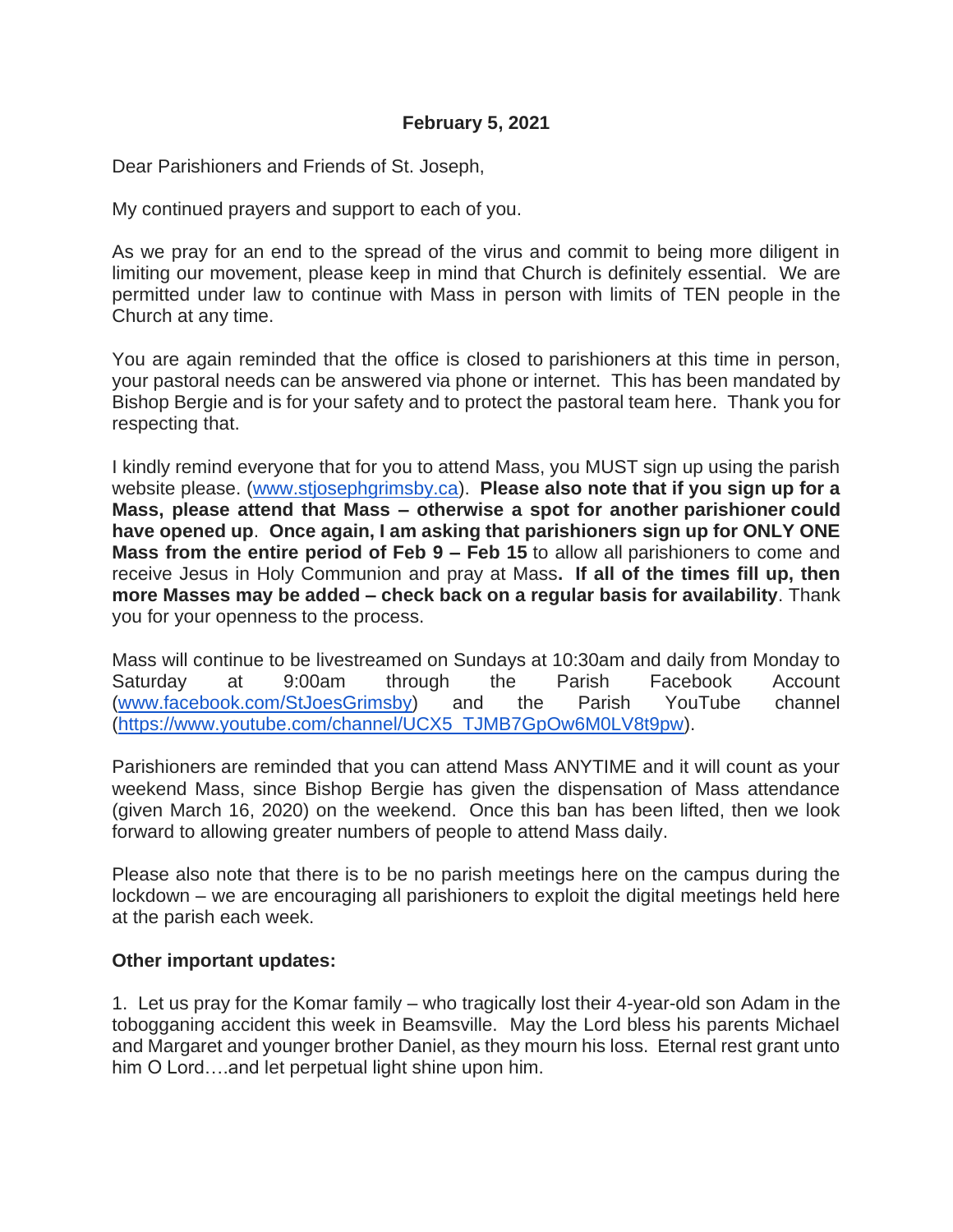**February 5, 2021**

Dear Parishioners and Friends of St. Joseph,

My continued prayers and support to each of you.

As we pray for an end to the spread of the virus and commit to being more diligent in limiting our movement, please keep in mind that Church is definitely essential. We are permitted under law to continue with Mass in person with limits of TEN people in the Church at any time.

You are again reminded that the office is closed to parishioners at this time in person, your pastoral needs can be answered via phone or internet. This has been mandated by Bishop Bergie and is for your safety and to protect the pastoral team here. Thank you for respecting that.

I kindly remind everyone that for you to attend Mass, you MUST sign up using the parish website please. ([www.stjosephgrimsby.ca](http://www.stjosephgrimsby.ca)). **Please also note that if you sign up for a Mass, please attend that Mass – otherwise a spot for another parishioner could have opened up**. **Once again, I am asking that parishioners sign up for ONLY ONE Mass from the entire period of Feb 9 – Feb 15** to allow all parishioners to come and receive Jesus in Holy Communion and pray at Mass**. If all of the times fill up, then more Masses may be added – check back on a regular basis for availability**. Thank you for your openness to the process.

Mass will continue to be livestreamed on Sundays at 10:30am and daily from Monday to Saturday at 9:00am through the Parish Facebook Account ([www.facebook.com/StJoesGrimsby](http://www.facebook.com/StJoesGrimsby)) and the Parish YouTube channel ([https://www.youtube.com/channel/UCX5_TJMB7GpOw6M0LV8t9pw](https://www.youtube.com/channel/UCX5_TJMB7GpOw6M0LV8t9pw)).

Parishioners are reminded that you can attend Mass ANYTIME and it will count as your weekend Mass, since Bishop Bergie has given the dispensation of Mass attendance (given March 16, 2020) on the weekend. Once this ban has been lifted, then we look forward to allowing greater numbers of people to attend Mass daily.

Please also note that there is to be no parish meetings here on the campus during the lockdown – we are encouraging all parishioners to exploit the digital meetings held here at the parish each week.

**Other important updates:**

1. Let us pray for the Komar family – who tragically lost their 4-year-old son Adam in the tobogganing accident this week in Beamsville. May the Lord bless his parents Michael and Margaret and younger brother Daniel, as they mourn his loss. Eternal rest grant unto him O Lord….and let perpetual light shine upon him.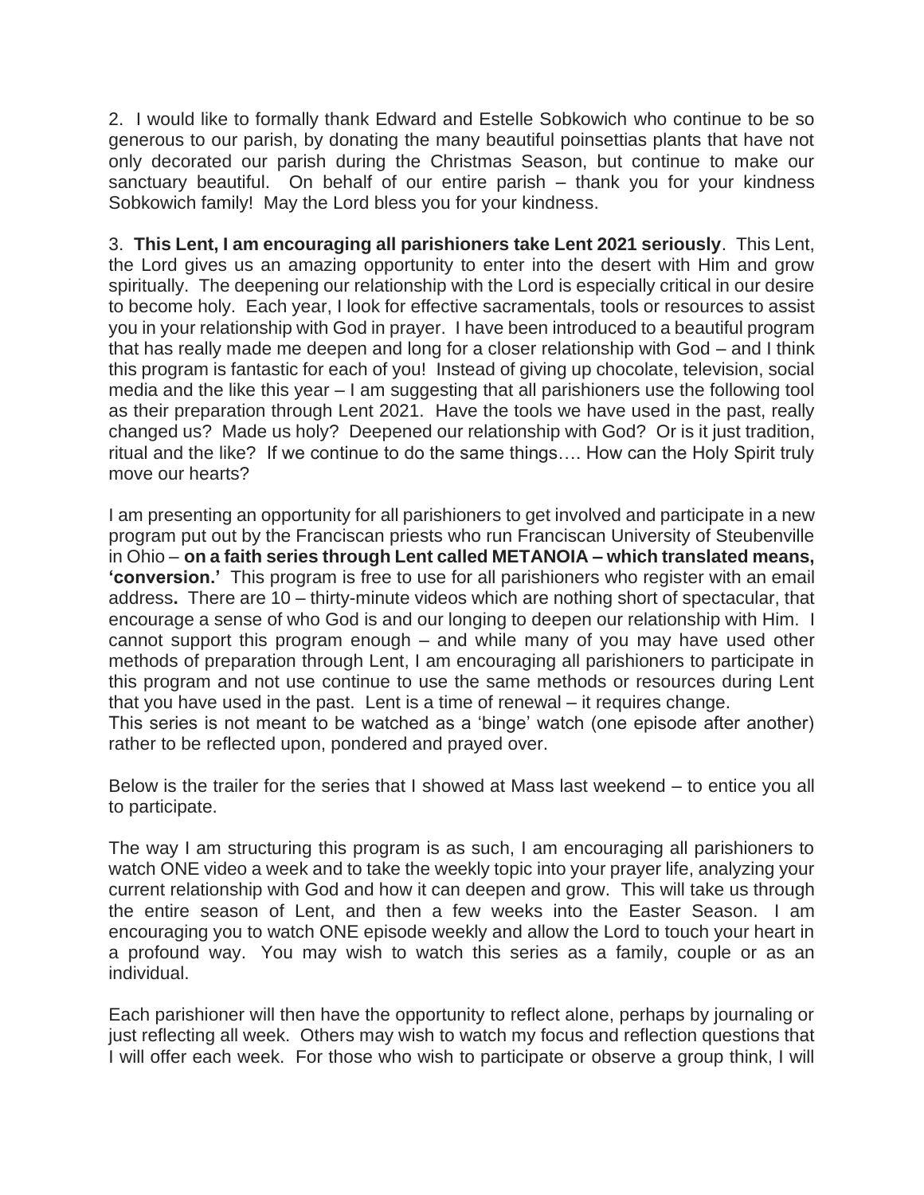2. I would like to formally thank Edward and Estelle Sobkowich who continue to be so generous to our parish, by donating the many beautiful poinsettias plants that have not only decorated our parish during the Christmas Season, but continue to make our sanctuary beautiful. On behalf of our entire parish – thank you for your kindness Sobkowich family! May the Lord bless you for your kindness.

3. **This Lent, I am encouraging all parishioners take Lent 2021 seriously**. This Lent, the Lord gives us an amazing opportunity to enter into the desert with Him and grow spiritually. The deepening our relationship with the Lord is especially critical in our desire to become holy. Each year, I look for effective sacramentals, tools or resources to assist you in your relationship with God in prayer. I have been introduced to a beautiful program that has really made me deepen and long for a closer relationship with God – and I think this program is fantastic for each of you! Instead of giving up chocolate, television, social media and the like this year – I am suggesting that all parishioners use the following tool as their preparation through Lent 2021. Have the tools we have used in the past, really changed us? Made us holy? Deepened our relationship with God? Or is it just tradition, ritual and the like? If we continue to do the same things…. How can the Holy Spirit truly move our hearts?

I am presenting an opportunity for all parishioners to get involved and participate in a new program put out by the Franciscan priests who run Franciscan University of Steubenville in Ohio – **on a faith series through Lent called METANOIA – which translated means, 'conversion.'** This program is free to use for all parishioners who register with an email address**.** There are 10 – thirty-minute videos which are nothing short of spectacular, that encourage a sense of who God is and our longing to deepen our relationship with Him. I cannot support this program enough – and while many of you may have used other methods of preparation through Lent, I am encouraging all parishioners to participate in this program and not use continue to use the same methods or resources during Lent that you have used in the past. Lent is a time of renewal – it requires change.
This series is not meant to be watched as a 'binge' watch (one episode after another) rather to be reflected upon, pondered and prayed over.

Below is the trailer for the series that I showed at Mass last weekend – to entice you all to participate.

The way I am structuring this program is as such, I am encouraging all parishioners to watch ONE video a week and to take the weekly topic into your prayer life, analyzing your current relationship with God and how it can deepen and grow. This will take us through the entire season of Lent, and then a few weeks into the Easter Season. I am encouraging you to watch ONE episode weekly and allow the Lord to touch your heart in a profound way. You may wish to watch this series as a family, couple or as an individual.

Each parishioner will then have the opportunity to reflect alone, perhaps by journaling or just reflecting all week. Others may wish to watch my focus and reflection questions that I will offer each week. For those who wish to participate or observe a group think, I will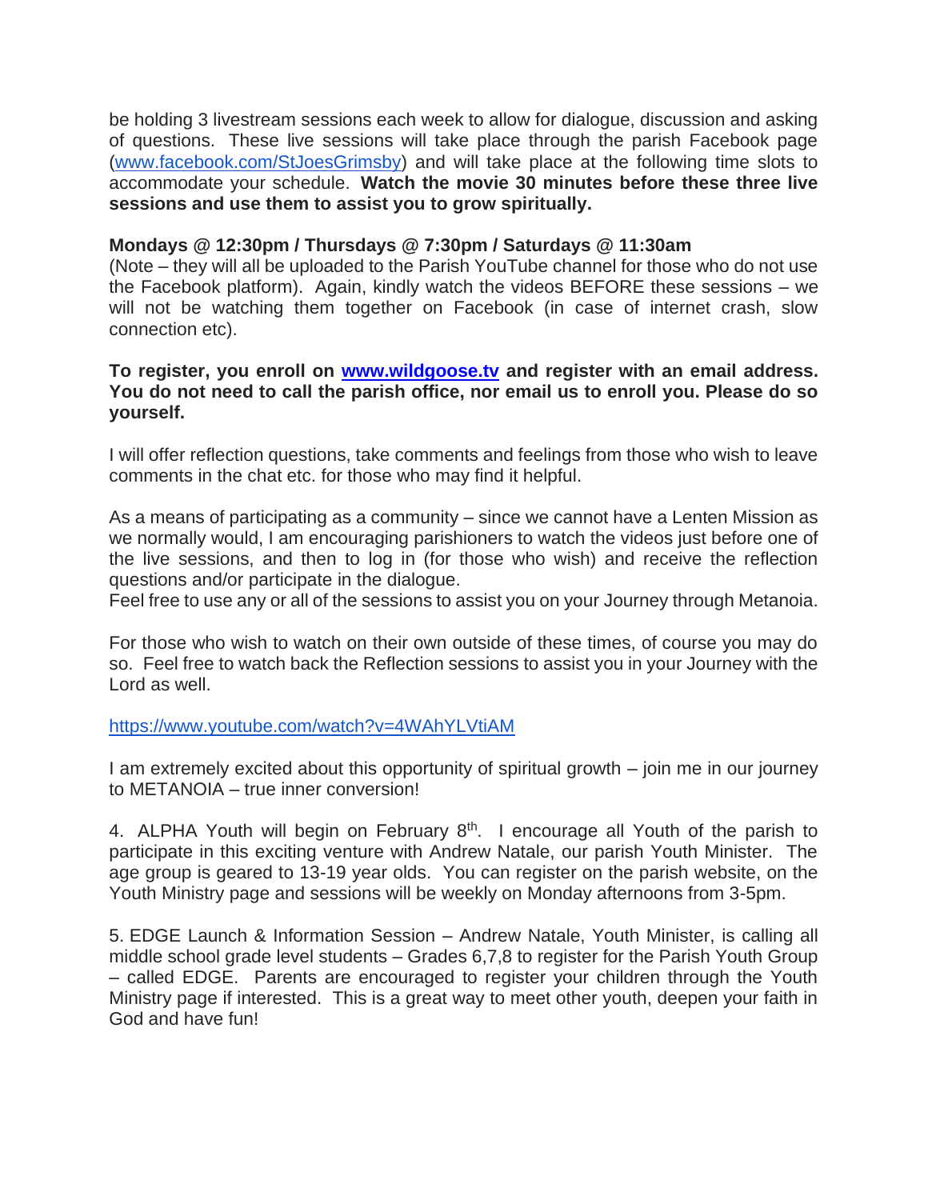be holding 3 livestream sessions each week to allow for dialogue, discussion and asking of questions. These live sessions will take place through the parish Facebook page (www.facebook.com/StJoesGrimsby) and will take place at the following time slots to accommodate your schedule. **Watch the movie 30 minutes before these three live sessions and use them to assist you to grow spiritually.**

**Mondays @ 12:30pm / Thursdays @ 7:30pm / Saturdays @ 11:30am**
(Note – they will all be uploaded to the Parish YouTube channel for those who do not use the Facebook platform). Again, kindly watch the videos BEFORE these sessions – we will not be watching them together on Facebook (in case of internet crash, slow connection etc).

**To register, you enroll on www.wildgoose.tv and register with an email address. You do not need to call the parish office, nor email us to enroll you. Please do so yourself.**

I will offer reflection questions, take comments and feelings from those who wish to leave comments in the chat etc. for those who may find it helpful.

As a means of participating as a community – since we cannot have a Lenten Mission as we normally would, I am encouraging parishioners to watch the videos just before one of the live sessions, and then to log in (for those who wish) and receive the reflection questions and/or participate in the dialogue.
Feel free to use any or all of the sessions to assist you on your Journey through Metanoia.

For those who wish to watch on their own outside of these times, of course you may do so. Feel free to watch back the Reflection sessions to assist you in your Journey with the Lord as well.

https://www.youtube.com/watch?v=4WAhYLVtiAM

I am extremely excited about this opportunity of spiritual growth – join me in our journey to METANOIA – true inner conversion!

4. ALPHA Youth will begin on February 8th. I encourage all Youth of the parish to participate in this exciting venture with Andrew Natale, our parish Youth Minister. The age group is geared to 13-19 year olds. You can register on the parish website, on the Youth Ministry page and sessions will be weekly on Monday afternoons from 3-5pm.

5. EDGE Launch & Information Session – Andrew Natale, Youth Minister, is calling all middle school grade level students – Grades 6,7,8 to register for the Parish Youth Group – called EDGE. Parents are encouraged to register your children through the Youth Ministry page if interested. This is a great way to meet other youth, deepen your faith in God and have fun!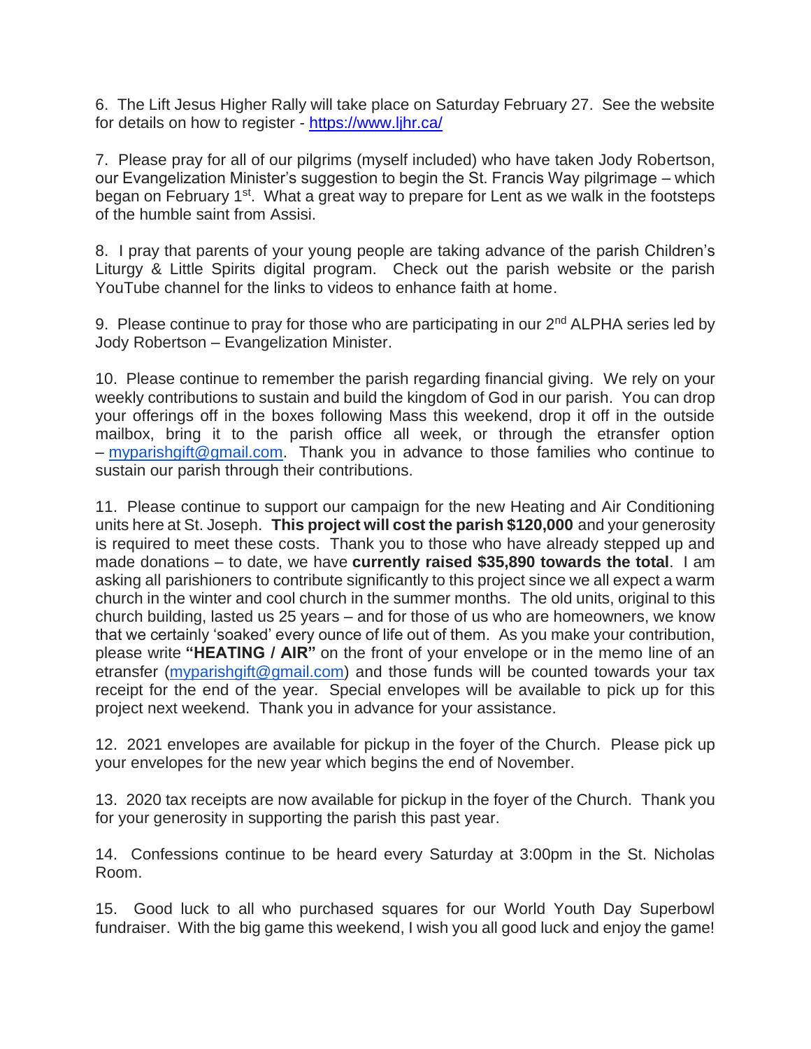6. The Lift Jesus Higher Rally will take place on Saturday February 27. See the website for details on how to register - https://www.ljhr.ca/

7. Please pray for all of our pilgrims (myself included) who have taken Jody Robertson, our Evangelization Minister's suggestion to begin the St. Francis Way pilgrimage – which began on February 1st. What a great way to prepare for Lent as we walk in the footsteps of the humble saint from Assisi.

8. I pray that parents of your young people are taking advance of the parish Children's Liturgy & Little Spirits digital program. Check out the parish website or the parish YouTube channel for the links to videos to enhance faith at home.

9. Please continue to pray for those who are participating in our 2nd ALPHA series led by Jody Robertson – Evangelization Minister.

10. Please continue to remember the parish regarding financial giving. We rely on your weekly contributions to sustain and build the kingdom of God in our parish. You can drop your offerings off in the boxes following Mass this weekend, drop it off in the outside mailbox, bring it to the parish office all week, or through the etransfer option – myparishgift@gmail.com. Thank you in advance to those families who continue to sustain our parish through their contributions.

11. Please continue to support our campaign for the new Heating and Air Conditioning units here at St. Joseph. **This project will cost the parish $120,000** and your generosity is required to meet these costs. Thank you to those who have already stepped up and made donations – to date, we have **currently raised $35,890 towards the total**. I am asking all parishioners to contribute significantly to this project since we all expect a warm church in the winter and cool church in the summer months. The old units, original to this church building, lasted us 25 years – and for those of us who are homeowners, we know that we certainly 'soaked' every ounce of life out of them. As you make your contribution, please write **"HEATING / AIR"** on the front of your envelope or in the memo line of an etransfer (myparishgift@gmail.com) and those funds will be counted towards your tax receipt for the end of the year. Special envelopes will be available to pick up for this project next weekend. Thank you in advance for your assistance.

12. 2021 envelopes are available for pickup in the foyer of the Church. Please pick up your envelopes for the new year which begins the end of November.

13. 2020 tax receipts are now available for pickup in the foyer of the Church. Thank you for your generosity in supporting the parish this past year.

14. Confessions continue to be heard every Saturday at 3:00pm in the St. Nicholas Room.

15. Good luck to all who purchased squares for our World Youth Day Superbowl fundraiser. With the big game this weekend, I wish you all good luck and enjoy the game!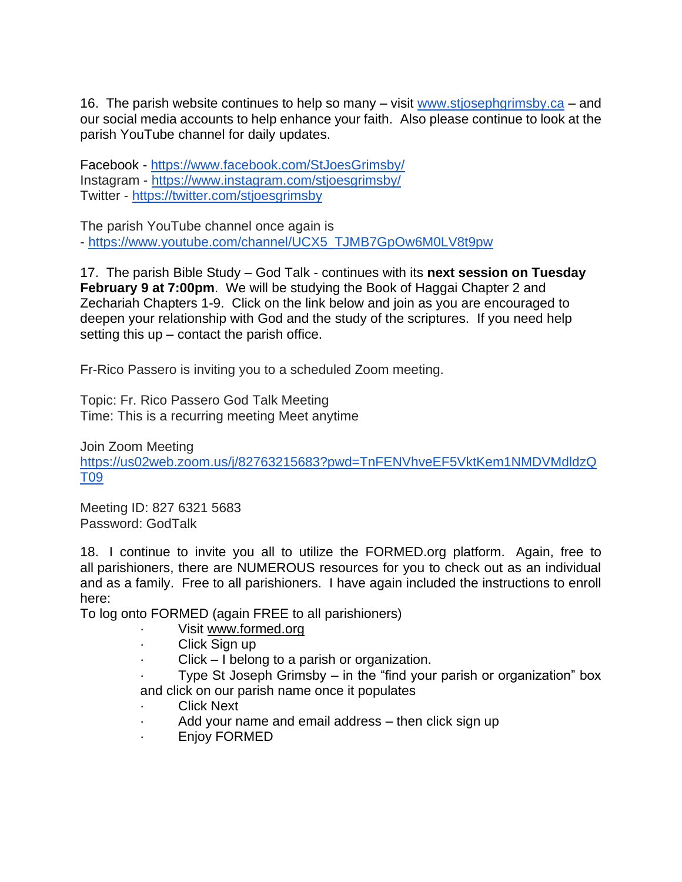16. The parish website continues to help so many – visit www.stjosephgrimsby.ca – and our social media accounts to help enhance your faith. Also please continue to look at the parish YouTube channel for daily updates.

Facebook - https://www.facebook.com/StJoesGrimsby/
Instagram - https://www.instagram.com/stjoesgrimsby/
Twitter - https://twitter.com/stjoesgrimsby

The parish YouTube channel once again is
- https://www.youtube.com/channel/UCX5_TJMB7GpOw6M0LV8t9pw

17. The parish Bible Study – God Talk - continues with its **next session on Tuesday February 9 at 7:00pm**. We will be studying the Book of Haggai Chapter 2 and Zechariah Chapters 1-9. Click on the link below and join as you are encouraged to deepen your relationship with God and the study of the scriptures. If you need help setting this up – contact the parish office.

Fr-Rico Passero is inviting you to a scheduled Zoom meeting.

Topic: Fr. Rico Passero God Talk Meeting
Time: This is a recurring meeting Meet anytime

Join Zoom Meeting
https://us02web.zoom.us/j/82763215683?pwd=TnFENVhveEF5VktKem1NMDVMdldzQT09

Meeting ID: 827 6321 5683
Password: GodTalk

18. I continue to invite you all to utilize the FORMED.org platform. Again, free to all parishioners, there are NUMEROUS resources for you to check out as an individual and as a family. Free to all parishioners. I have again included the instructions to enroll here:

To log onto FORMED (again FREE to all parishioners)

- Visit www.formed.org
- Click Sign up
- Click – I belong to a parish or organization.
- Type St Joseph Grimsby – in the "find your parish or organization" box and click on our parish name once it populates
- Click Next
- Add your name and email address – then click sign up
- Enjoy FORMED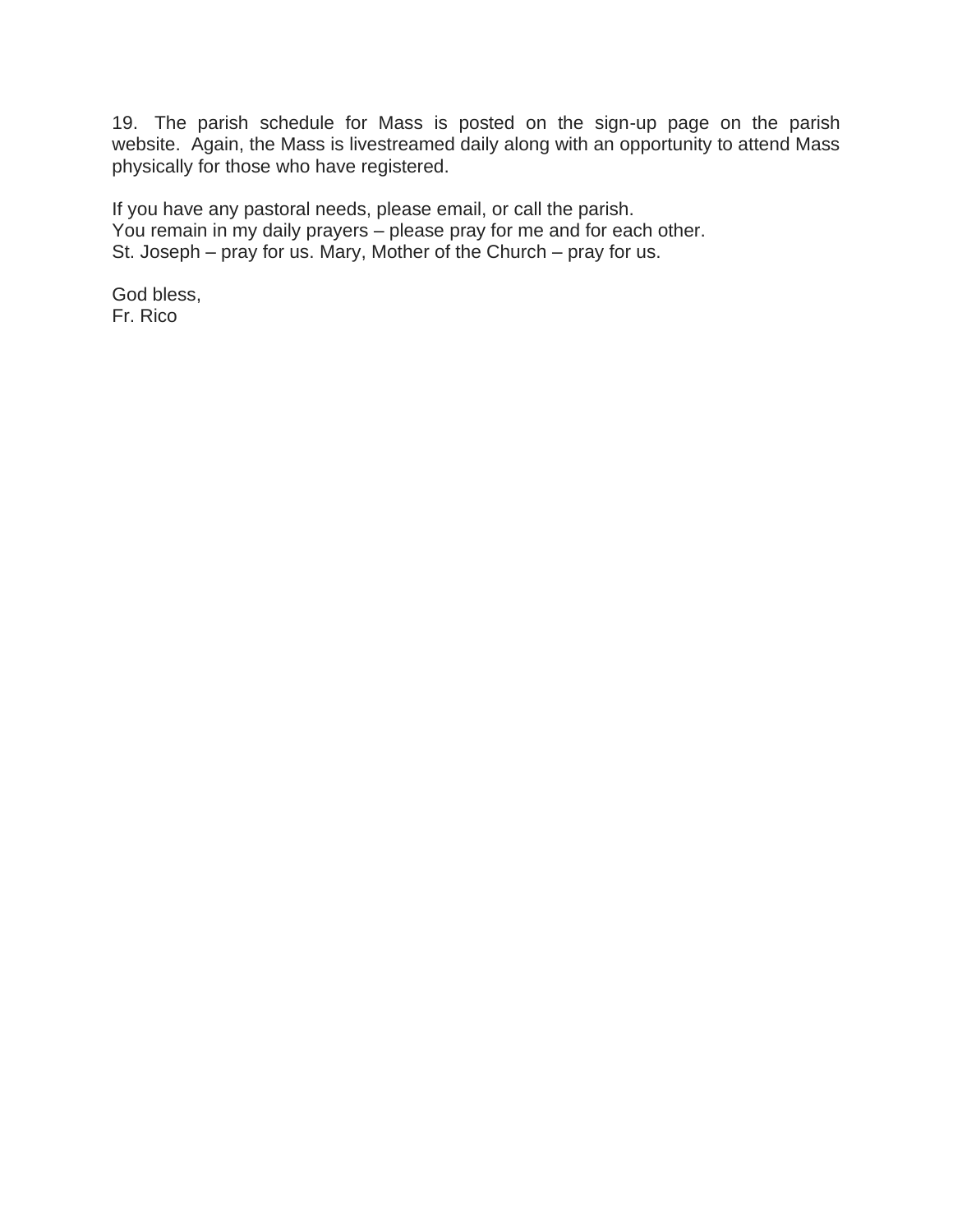19. The parish schedule for Mass is posted on the sign-up page on the parish website. Again, the Mass is livestreamed daily along with an opportunity to attend Mass physically for those who have registered.

If you have any pastoral needs, please email, or call the parish.
You remain in my daily prayers – please pray for me and for each other.
St. Joseph – pray for us. Mary, Mother of the Church – pray for us.

God bless,
Fr. Rico